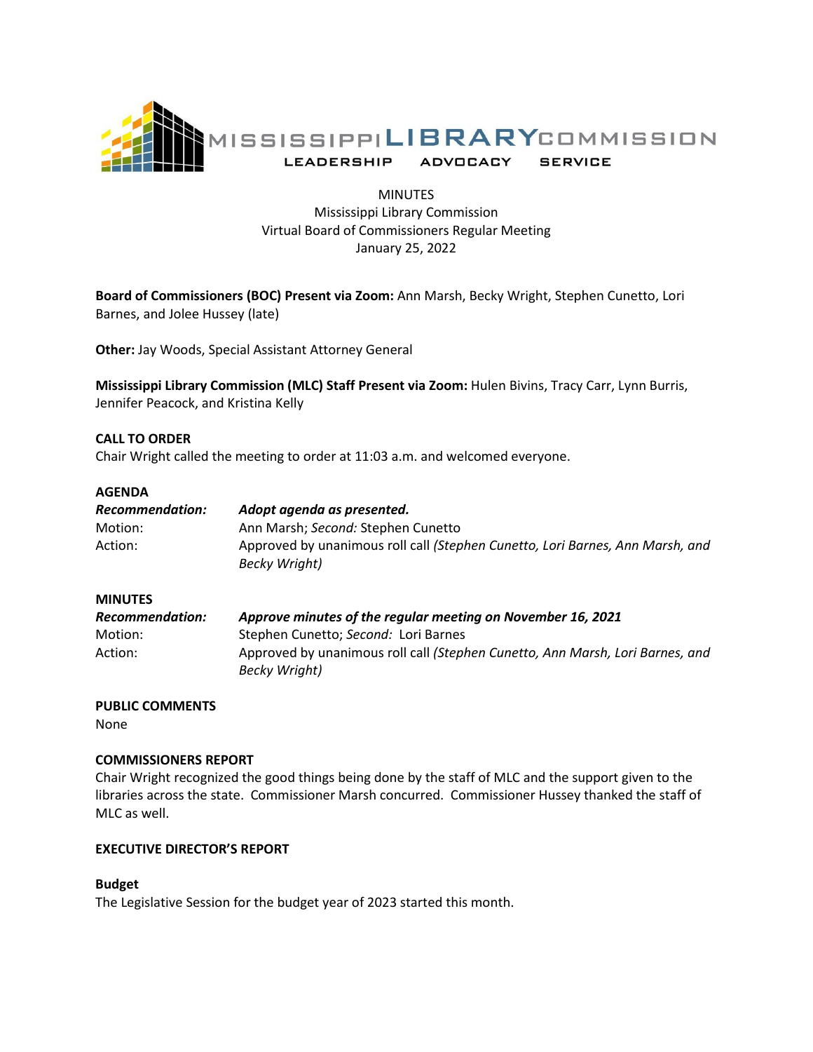MISSISSIPPI LIBRARY COMMISSION

LEADERSHIP ADVOCACY SERVICE

MINUTES
Mississippi Library Commission
Virtual Board of Commissioners Regular Meeting
January 25, 2022

**Board of Commissioners (BOC) Present via Zoom:** Ann Marsh, Becky Wright, Stephen Cunetto, Lori Barnes, and Jolee Hussey (late)

**Other:** Jay Woods, Special Assistant Attorney General

**Mississippi Library Commission (MLC) Staff Present via Zoom:** Hulen Bivins, Tracy Carr, Lynn Burris, Jennifer Peacock, and Kristina Kelly

**CALL TO ORDER**
Chair Wright called the meeting to order at 11:03 a.m. and welcomed everyone.

**AGENDA**

| | |
|---|---|
| ***Recommendation:*** | ***Adopt agenda as presented.*** |
| Motion: | Ann Marsh; *Second:* Stephen Cunetto |
| Action: | Approved by unanimous roll call *(Stephen Cunetto, Lori Barnes, Ann Marsh, and Becky Wright)* |

**MINUTES**

| | |
|---|---|
| ***Recommendation:*** | ***Approve minutes of the regular meeting on November 16, 2021*** |
| Motion: | Stephen Cunetto; *Second:* Lori Barnes |
| Action: | Approved by unanimous roll call *(Stephen Cunetto, Ann Marsh, Lori Barnes, and Becky Wright)* |

**PUBLIC COMMENTS**
None

**COMMISSIONERS REPORT**
Chair Wright recognized the good things being done by the staff of MLC and the support given to the libraries across the state. Commissioner Marsh concurred. Commissioner Hussey thanked the staff of MLC as well.

**EXECUTIVE DIRECTOR'S REPORT**

**Budget**
The Legislative Session for the budget year of 2023 started this month.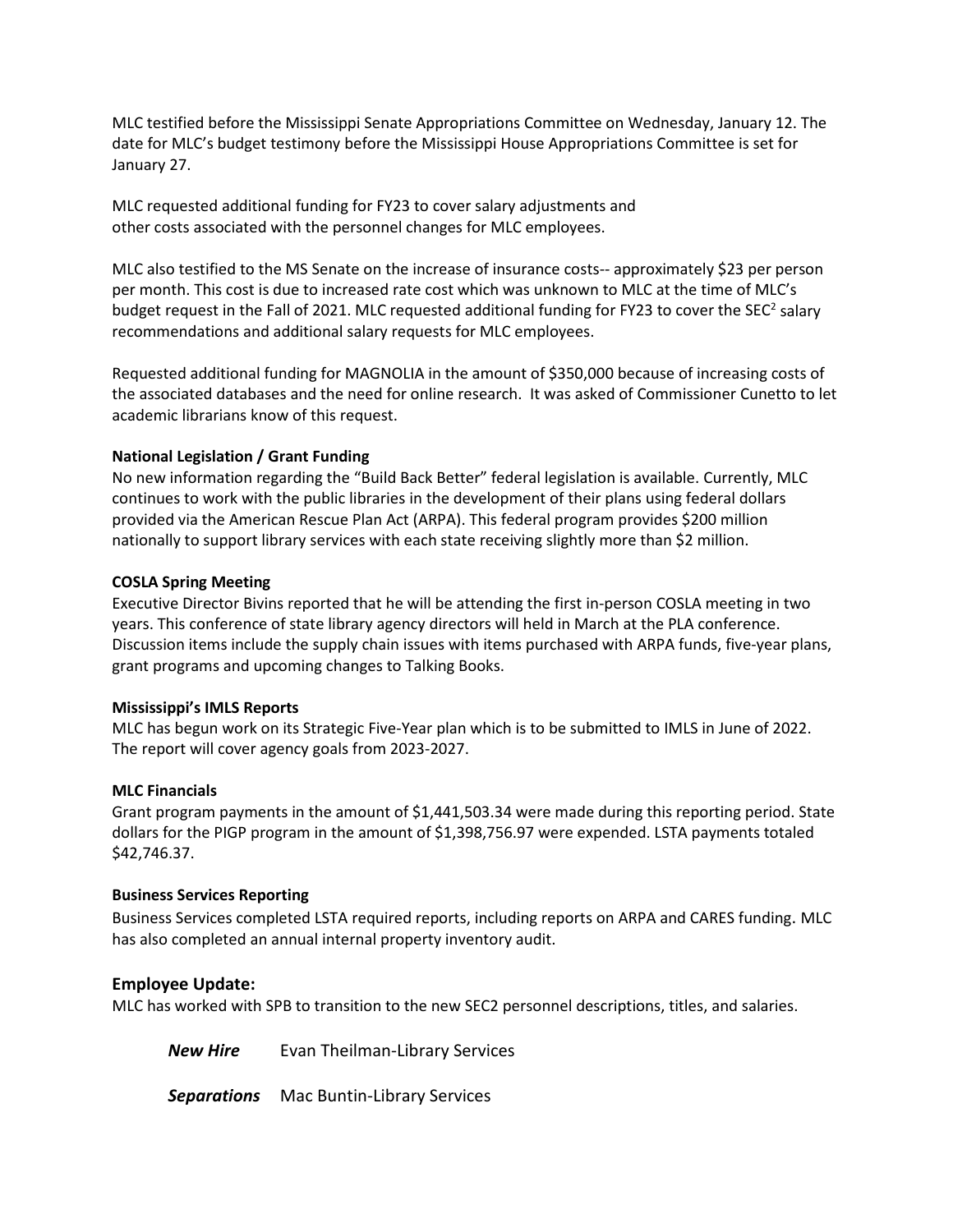MLC testified before the Mississippi Senate Appropriations Committee on Wednesday, January 12. The date for MLC's budget testimony before the Mississippi House Appropriations Committee is set for January 27.

MLC requested additional funding for FY23 to cover salary adjustments and other costs associated with the personnel changes for MLC employees.

MLC also testified to the MS Senate on the increase of insurance costs-- approximately $23 per person per month. This cost is due to increased rate cost which was unknown to MLC at the time of MLC's budget request in the Fall of 2021. MLC requested additional funding for FY23 to cover the SEC² salary recommendations and additional salary requests for MLC employees.

Requested additional funding for MAGNOLIA in the amount of $350,000 because of increasing costs of the associated databases and the need for online research. It was asked of Commissioner Cunetto to let academic librarians know of this request.

**National Legislation / Grant Funding**

No new information regarding the "Build Back Better" federal legislation is available. Currently, MLC continues to work with the public libraries in the development of their plans using federal dollars provided via the American Rescue Plan Act (ARPA). This federal program provides $200 million nationally to support library services with each state receiving slightly more than $2 million.

**COSLA Spring Meeting**

Executive Director Bivins reported that he will be attending the first in-person COSLA meeting in two years. This conference of state library agency directors will held in March at the PLA conference. Discussion items include the supply chain issues with items purchased with ARPA funds, five-year plans, grant programs and upcoming changes to Talking Books.

**Mississippi's IMLS Reports**

MLC has begun work on its Strategic Five-Year plan which is to be submitted to IMLS in June of 2022. The report will cover agency goals from 2023-2027.

**MLC Financials**

Grant program payments in the amount of $1,441,503.34 were made during this reporting period. State dollars for the PIGP program in the amount of $1,398,756.97 were expended. LSTA payments totaled $42,746.37.

**Business Services Reporting**

Business Services completed LSTA required reports, including reports on ARPA and CARES funding. MLC has also completed an annual internal property inventory audit.

## Employee Update:

MLC has worked with SPB to transition to the new SEC2 personnel descriptions, titles, and salaries.

***New Hire*** Evan Theilman-Library Services

***Separations*** Mac Buntin-Library Services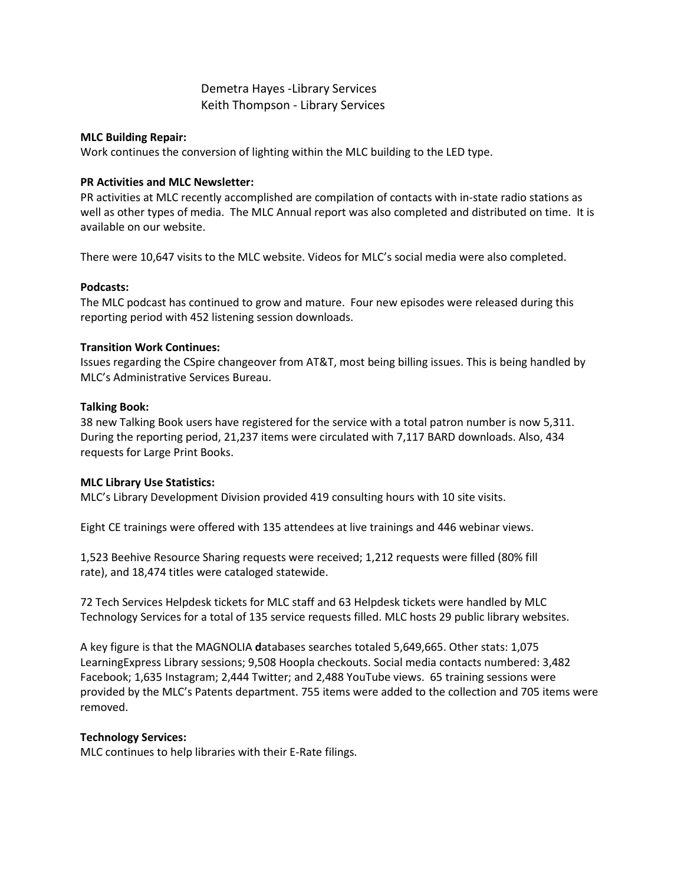Demetra Hayes -Library Services
Keith Thompson - Library Services

**MLC Building Repair:**
Work continues the conversion of lighting within the MLC building to the LED type.

**PR Activities and MLC Newsletter:**
PR activities at MLC recently accomplished are compilation of contacts with in-state radio stations as well as other types of media. The MLC Annual report was also completed and distributed on time. It is available on our website.

There were 10,647 visits to the MLC website. Videos for MLC's social media were also completed.

**Podcasts:**
The MLC podcast has continued to grow and mature. Four new episodes were released during this reporting period with 452 listening session downloads.

**Transition Work Continues:**
Issues regarding the CSpire changeover from AT&T, most being billing issues. This is being handled by MLC's Administrative Services Bureau.

**Talking Book:**
38 new Talking Book users have registered for the service with a total patron number is now 5,311. During the reporting period, 21,237 items were circulated with 7,117 BARD downloads. Also, 434 requests for Large Print Books.

**MLC Library Use Statistics:**
MLC's Library Development Division provided 419 consulting hours with 10 site visits.

Eight CE trainings were offered with 135 attendees at live trainings and 446 webinar views.

1,523 Beehive Resource Sharing requests were received; 1,212 requests were filled (80% fill rate), and 18,474 titles were cataloged statewide.

72 Tech Services Helpdesk tickets for MLC staff and 63 Helpdesk tickets were handled by MLC Technology Services for a total of 135 service requests filled. MLC hosts 29 public library websites.

A key figure is that the MAGNOLIA **d**atabases searches totaled 5,649,665. Other stats: 1,075 LearningExpress Library sessions; 9,508 Hoopla checkouts. Social media contacts numbered: 3,482 Facebook; 1,635 Instagram; 2,444 Twitter; and 2,488 YouTube views. 65 training sessions were provided by the MLC's Patents department. 755 items were added to the collection and 705 items were removed.

**Technology Services:**
MLC continues to help libraries with their E-Rate filings.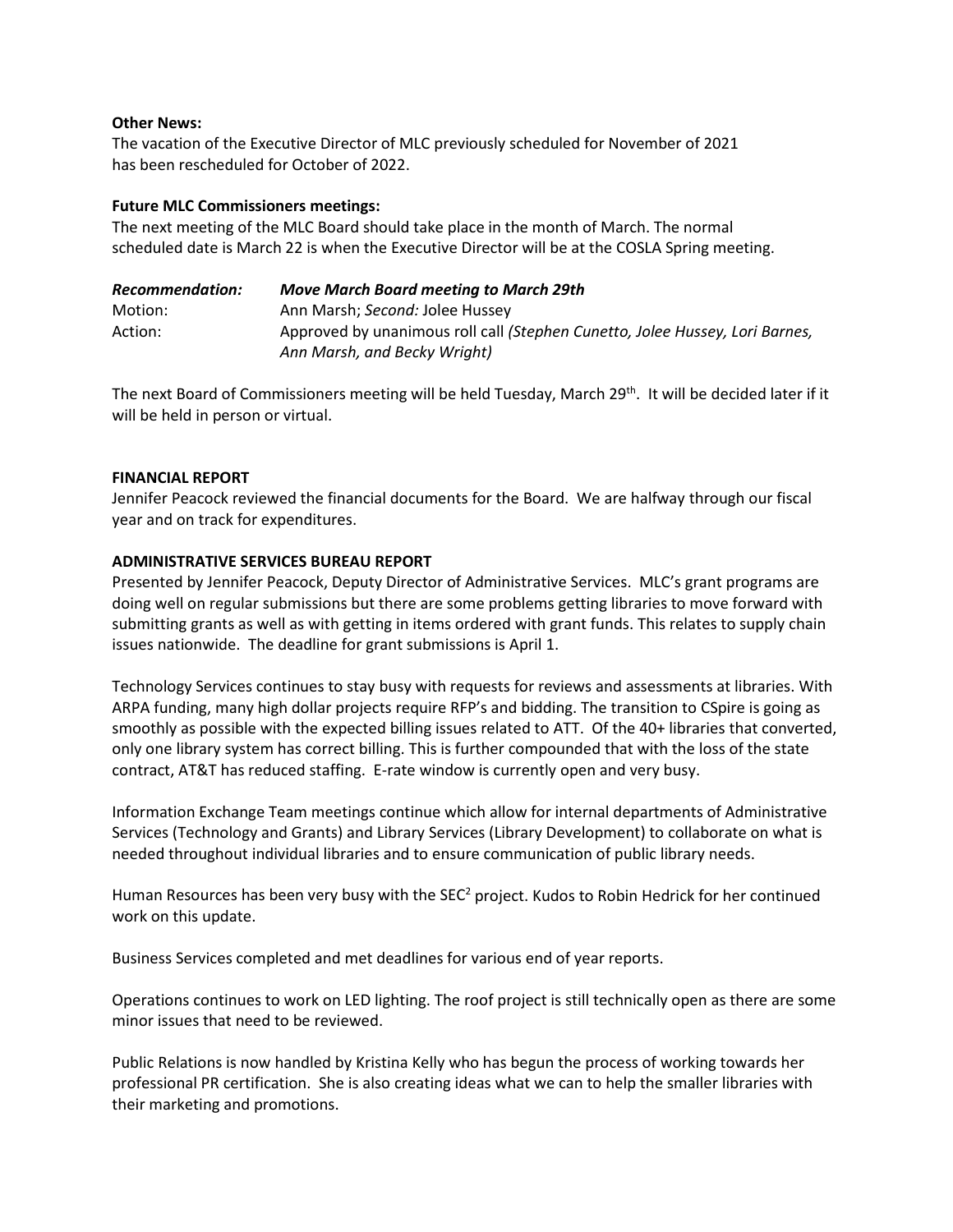**Other News:**
The vacation of the Executive Director of MLC previously scheduled for November of 2021 has been rescheduled for October of 2022.

**Future MLC Commissioners meetings:**
The next meeting of the MLC Board should take place in the month of March. The normal scheduled date is March 22 is when the Executive Director will be at the COSLA Spring meeting.

***Recommendation:*** ***Move March Board meeting to March 29th***
Motion: Ann Marsh; *Second:* Jolee Hussey
Action: Approved by unanimous roll call *(Stephen Cunetto, Jolee Hussey, Lori Barnes, Ann Marsh, and Becky Wright)*

The next Board of Commissioners meeting will be held Tuesday, March 29th. It will be decided later if it will be held in person or virtual.

**FINANCIAL REPORT**
Jennifer Peacock reviewed the financial documents for the Board. We are halfway through our fiscal year and on track for expenditures.

**ADMINISTRATIVE SERVICES BUREAU REPORT**
Presented by Jennifer Peacock, Deputy Director of Administrative Services. MLC's grant programs are doing well on regular submissions but there are some problems getting libraries to move forward with submitting grants as well as with getting in items ordered with grant funds. This relates to supply chain issues nationwide. The deadline for grant submissions is April 1.

Technology Services continues to stay busy with requests for reviews and assessments at libraries. With ARPA funding, many high dollar projects require RFP's and bidding. The transition to CSpire is going as smoothly as possible with the expected billing issues related to ATT. Of the 40+ libraries that converted, only one library system has correct billing. This is further compounded that with the loss of the state contract, AT&T has reduced staffing. E-rate window is currently open and very busy.

Information Exchange Team meetings continue which allow for internal departments of Administrative Services (Technology and Grants) and Library Services (Library Development) to collaborate on what is needed throughout individual libraries and to ensure communication of public library needs.

Human Resources has been very busy with the $SEC^2$ project. Kudos to Robin Hedrick for her continued work on this update.

Business Services completed and met deadlines for various end of year reports.

Operations continues to work on LED lighting. The roof project is still technically open as there are some minor issues that need to be reviewed.

Public Relations is now handled by Kristina Kelly who has begun the process of working towards her professional PR certification. She is also creating ideas what we can to help the smaller libraries with their marketing and promotions.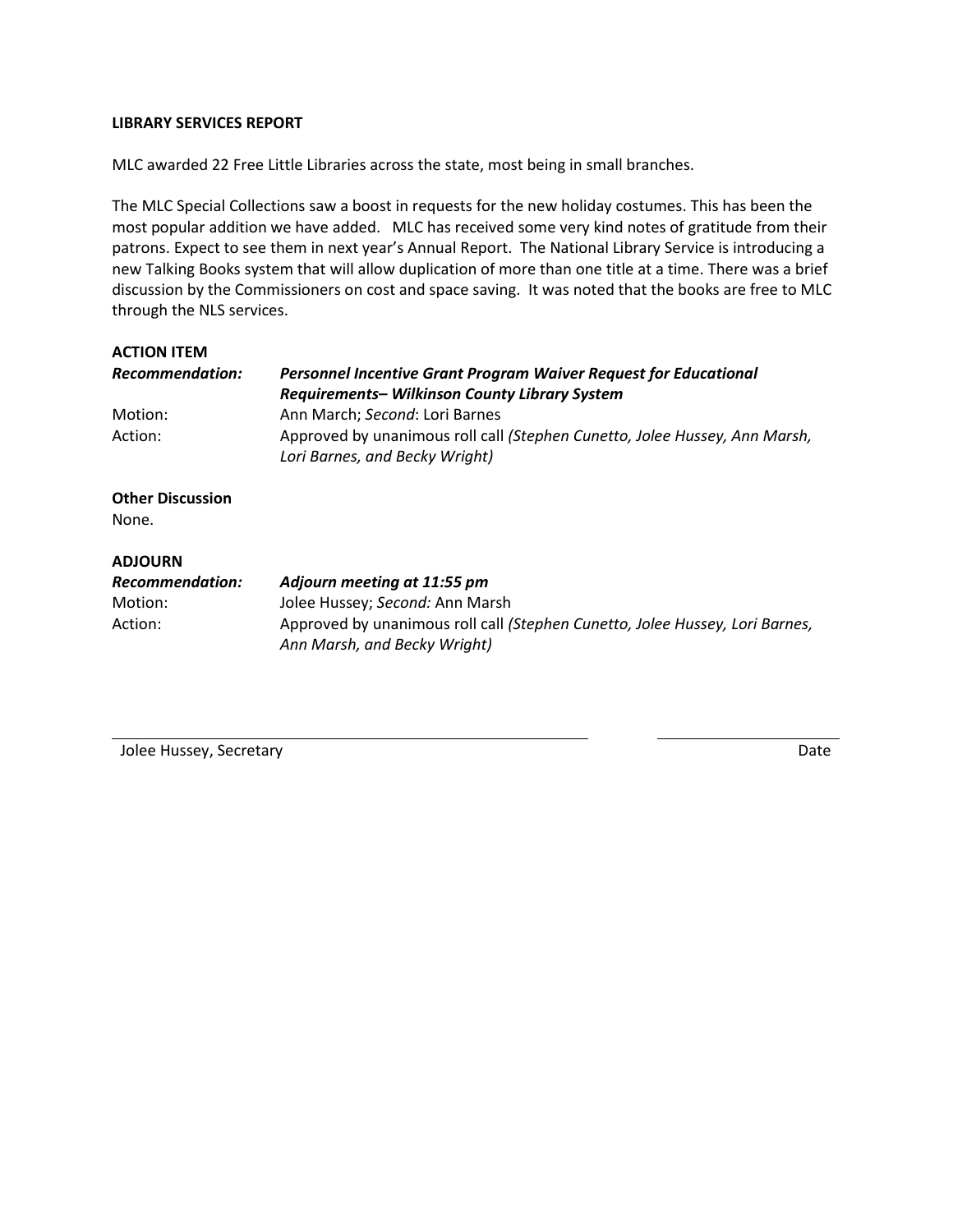**LIBRARY SERVICES REPORT**

MLC awarded 22 Free Little Libraries across the state, most being in small branches.

The MLC Special Collections saw a boost in requests for the new holiday costumes. This has been the most popular addition we have added. MLC has received some very kind notes of gratitude from their patrons. Expect to see them in next year's Annual Report. The National Library Service is introducing a new Talking Books system that will allow duplication of more than one title at a time. There was a brief discussion by the Commissioners on cost and space saving. It was noted that the books are free to MLC through the NLS services.

**ACTION ITEM**

| | |
|---|---|
| ***Recommendation:*** | ***Personnel Incentive Grant Program Waiver Request for Educational Requirements– Wilkinson County Library System*** |
| Motion: | Ann March; *Second*: Lori Barnes |
| Action: | Approved by unanimous roll call *(Stephen Cunetto, Jolee Hussey, Ann Marsh, Lori Barnes, and Becky Wright)* |

**Other Discussion**

None.

**ADJOURN**

| | |
|---|---|
| ***Recommendation:*** | ***Adjourn meeting at 11:55 pm*** |
| Motion: | Jolee Hussey; *Second:* Ann Marsh |
| Action: | Approved by unanimous roll call *(Stephen Cunetto, Jolee Hussey, Lori Barnes, Ann Marsh, and Becky Wright)* |

Jolee Hussey, Secretary                                        Date